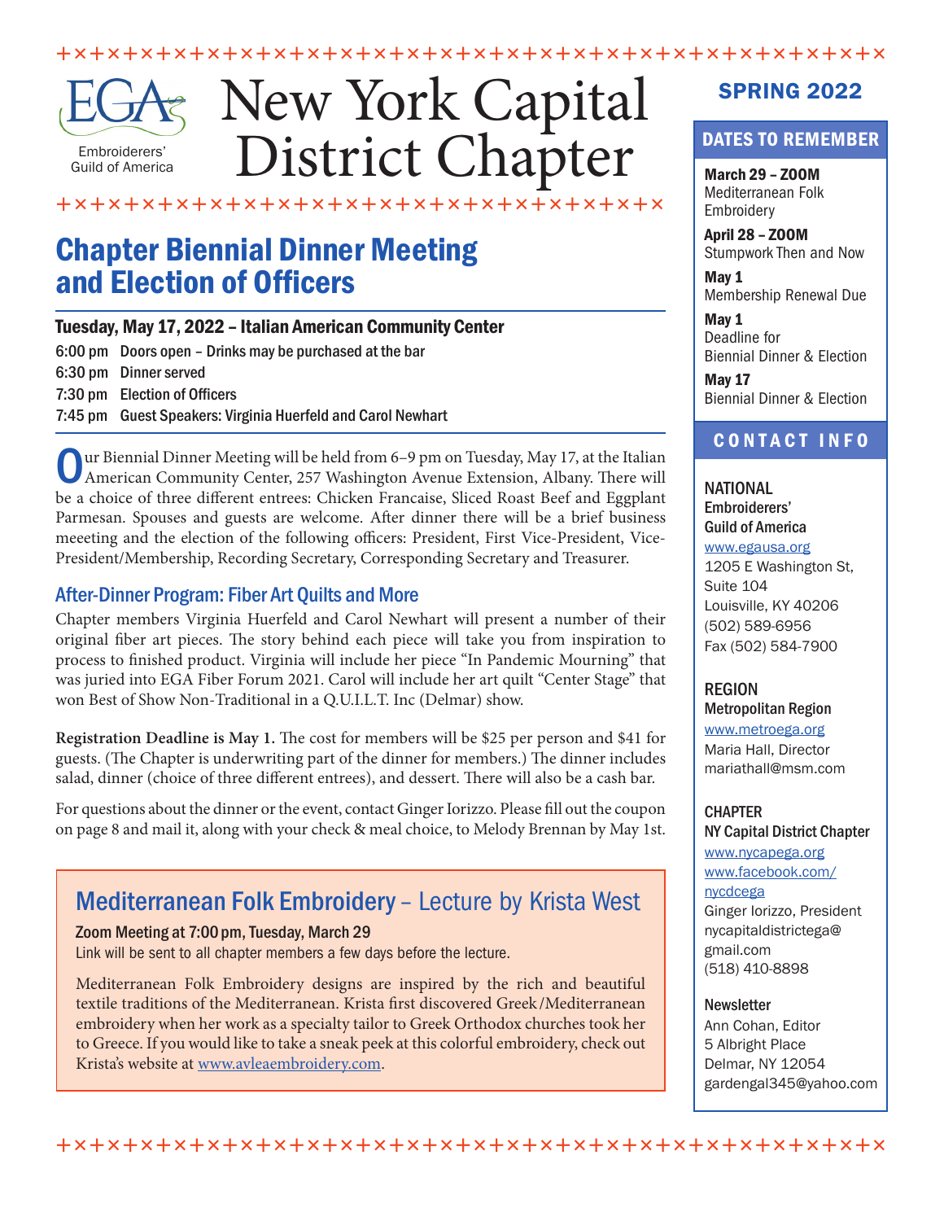EGA Embroiderers' Guild of America

# New York Capital District Chapter

## SPRING 2022

## Chapter Biennial Dinner Meeting and Election of Officers

**Tuesday, May 17, 2022 – Italian American Community Center**

- 6:00 pm Doors open – Drinks may be purchased at the bar
- 6:30 pm Dinner served
- 7:30 pm Election of Officers
- 7:45 pm Guest Speakers: Virginia Huerfeld and Carol Newhart

Our Biennial Dinner Meeting will be held from 6–9 pm on Tuesday, May 17, at the Italian American Community Center, 257 Washington Avenue Extension, Albany. There will be a choice of three different entrees: Chicken Francaise, Sliced Roast Beef and Eggplant Parmesan. Spouses and guests are welcome. After dinner there will be a brief business meeeting and the election of the following officers: President, First Vice-President, Vice-President/Membership, Recording Secretary, Corresponding Secretary and Treasurer.

### After-Dinner Program: Fiber Art Quilts and More

Chapter members Virginia Huerfeld and Carol Newhart will present a number of their original fiber art pieces. The story behind each piece will take you from inspiration to process to finished product. Virginia will include her piece "In Pandemic Mourning" that was juried into EGA Fiber Forum 2021. Carol will include her art quilt "Center Stage" that won Best of Show Non-Traditional in a Q.U.I.L.T. Inc (Delmar) show.

**Registration Deadline is May 1.** The cost for members will be $25 per person and $41 for guests. (The Chapter is underwriting part of the dinner for members.) The dinner includes salad, dinner (choice of three different entrees), and dessert. There will also be a cash bar.

For questions about the dinner or the event, contact Ginger Iorizzo. Please fill out the coupon on page 8 and mail it, along with your check & meal choice, to Melody Brennan by May 1st.

## Mediterranean Folk Embroidery – Lecture by Krista West

**Zoom Meeting at 7:00 pm, Tuesday, March 29**

Link will be sent to all chapter members a few days before the lecture.

Mediterranean Folk Embroidery designs are inspired by the rich and beautiful textile traditions of the Mediterranean. Krista first discovered Greek/Mediterranean embroidery when her work as a specialty tailor to Greek Orthodox churches took her to Greece. If you would like to take a sneak peek at this colorful embroidery, check out Krista's website at www.avleaembroidery.com.

## DATES TO REMEMBER

**March 29 – ZOOM**
Mediterranean Folk Embroidery

**April 28 – ZOOM**
Stumpwork Then and Now

**May 1**
Membership Renewal Due

**May 1**
Deadline for Biennial Dinner & Election

**May 17**
Biennial Dinner & Election

## CONTACT INFO

**NATIONAL**
**Embroiderers' Guild of America**
www.egausa.org
1205 E Washington St, Suite 104
Louisville, KY 40206
(502) 589-6956
Fax (502) 584-7900

**REGION**
**Metropolitan Region**
www.metroega.org
Maria Hall, Director
mariathall@msm.com

**CHAPTER**
**NY Capital District Chapter**
www.nycapega.org
www.facebook.com/nycdcega
Ginger Iorizzo, President
nycapitaldistrictega@gmail.com
(518) 410-8898

**Newsletter**
Ann Cohan, Editor
5 Albright Place
Delmar, NY 12054
gardengal345@yahoo.com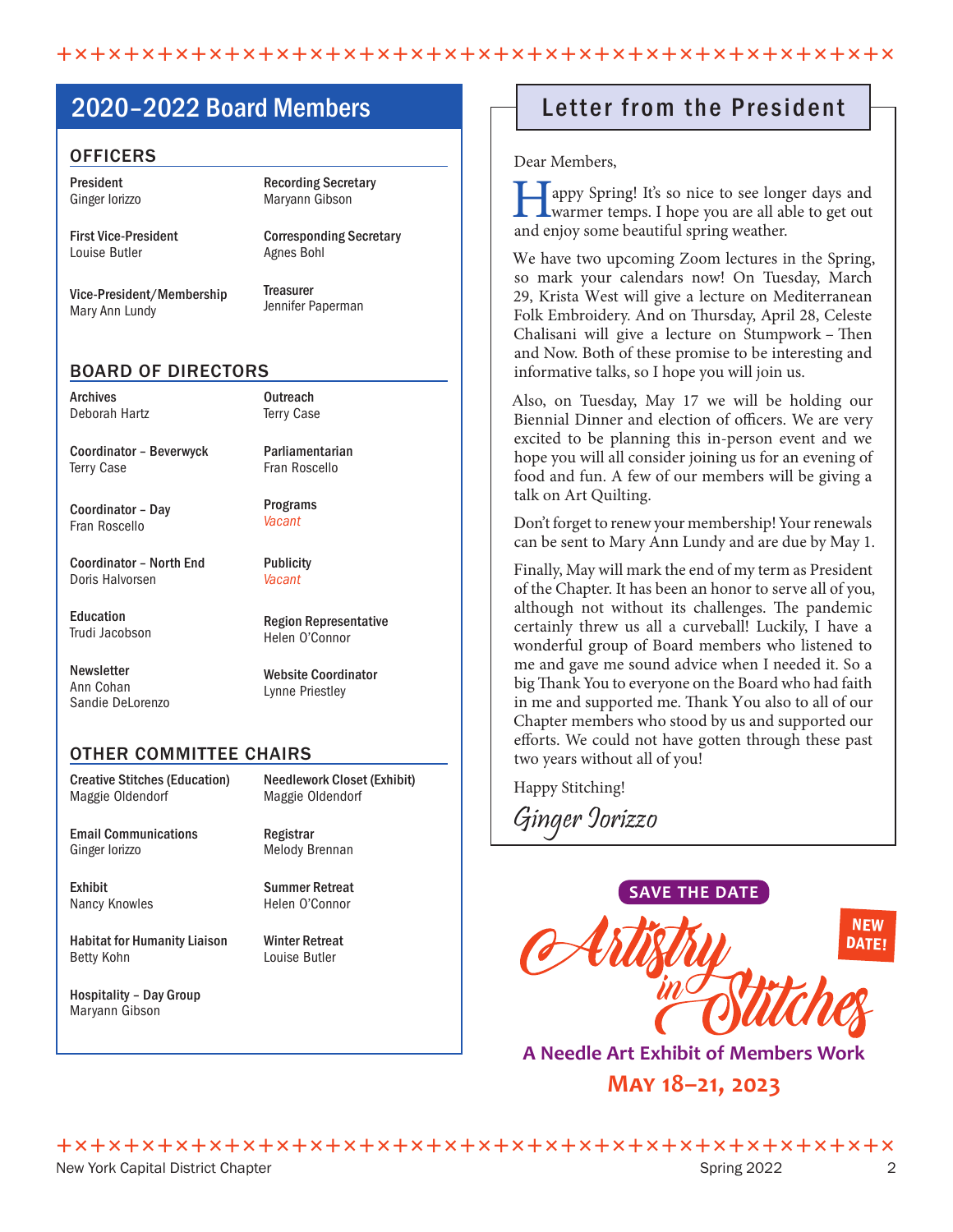## 2020–2022 Board Members

### OFFICERS

**President**
Ginger Iorizzo

**First Vice-President**
Louise Butler

**Vice-President/Membership**
Mary Ann Lundy

**Recording Secretary**
Maryann Gibson

**Corresponding Secretary**
Agnes Bohl

**Treasurer**
Jennifer Paperman

### BOARD OF DIRECTORS

**Archives**
Deborah Hartz

**Coordinator – Beverwyck**
Terry Case

**Coordinator – Day**
Fran Roscello

**Coordinator – North End**
Doris Halvorsen

**Education**
Trudi Jacobson

**Newsletter**
Ann Cohan
Sandie DeLorenzo

**Outreach**
Terry Case

**Parliamentarian**
Fran Roscello

**Programs**
*Vacant*

**Publicity**
*Vacant*

**Region Representative**
Helen O'Connor

**Website Coordinator**
Lynne Priestley

### OTHER COMMITTEE CHAIRS

**Creative Stitches (Education)**
Maggie Oldendorf

**Email Communications**
Ginger Iorizzo

**Exhibit**
Nancy Knowles

**Habitat for Humanity Liaison**
Betty Kohn

**Hospitality – Day Group**
Maryann Gibson

**Needlework Closet (Exhibit)**
Maggie Oldendorf

**Registrar**
Melody Brennan

**Summer Retreat**
Helen O'Connor

**Winter Retreat**
Louise Butler

## Letter from the President

Dear Members,

Happy Spring! It's so nice to see longer days and warmer temps. I hope you are all able to get out and enjoy some beautiful spring weather.

We have two upcoming Zoom lectures in the Spring, so mark your calendars now! On Tuesday, March 29, Krista West will give a lecture on Mediterranean Folk Embroidery. And on Thursday, April 28, Celeste Chalisani will give a lecture on Stumpwork – Then and Now. Both of these promise to be interesting and informative talks, so I hope you will join us.

Also, on Tuesday, May 17 we will be holding our Biennial Dinner and election of officers. We are very excited to be planning this in-person event and we hope you will all consider joining us for an evening of food and fun. A few of our members will be giving a talk on Art Quilting.

Don't forget to renew your membership! Your renewals can be sent to Mary Ann Lundy and are due by May 1.

Finally, May will mark the end of my term as President of the Chapter. It has been an honor to serve all of you, although not without its challenges. The pandemic certainly threw us all a curveball! Luckily, I have a wonderful group of Board members who listened to me and gave me sound advice when I needed it. So a big Thank You to everyone on the Board who had faith in me and supported me. Thank You also to all of our Chapter members who stood by us and supported our efforts. We could not have gotten through these past two years without all of you!

Happy Stitching!

*Ginger Iorizzo*

**SAVE THE DATE**

**NEW DATE!**

# Artistry in Stitches

**A Needle Art Exhibit of Members Work**

**MAY 18–21, 2023**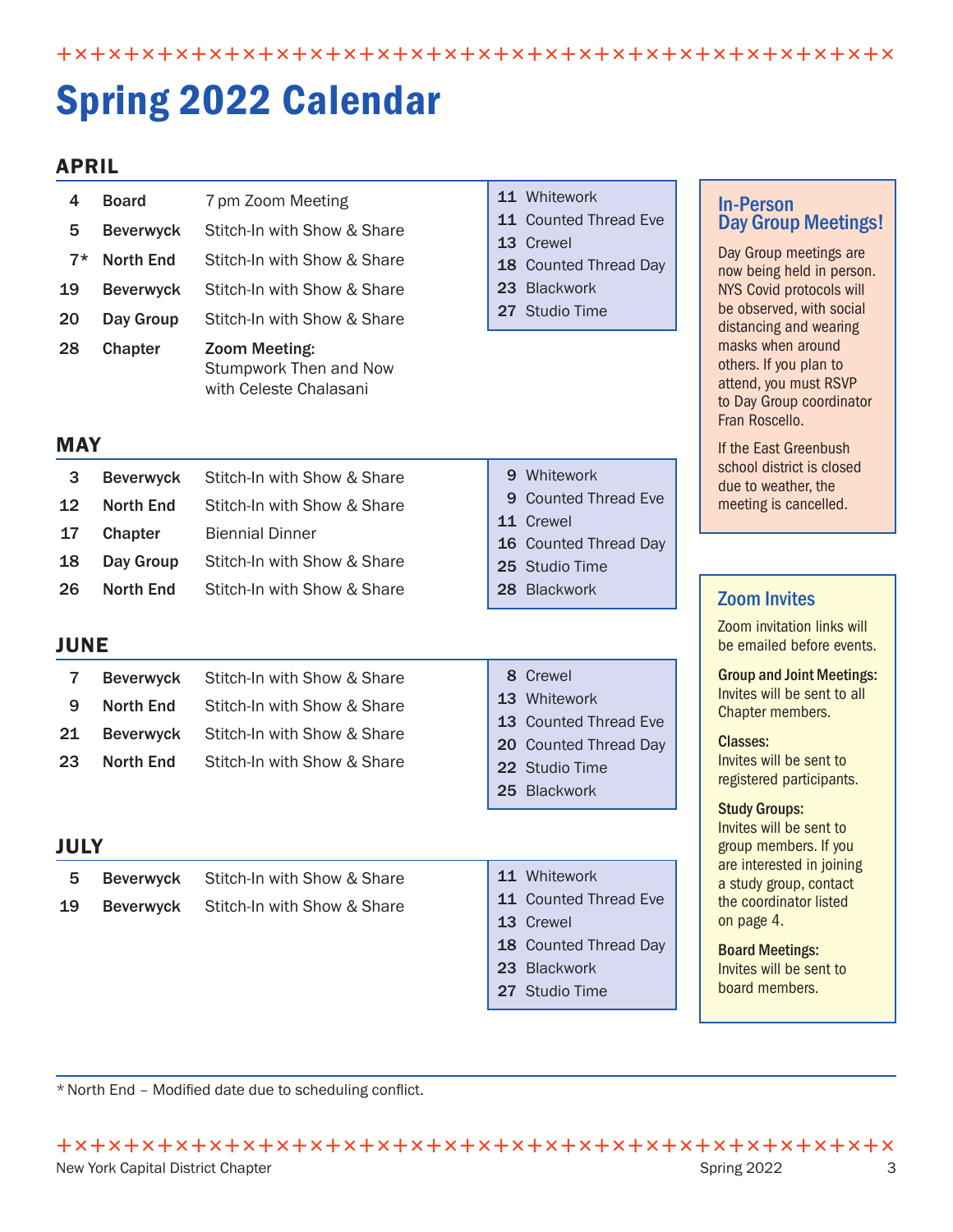# Spring 2022 Calendar

## APRIL

| | | |
|---|---|---|
| 4 | **Board** | 7 pm Zoom Meeting |
| 5 | **Beverwyck** | Stitch-In with Show & Share |
| 7* | **North End** | Stitch-In with Show & Share |
| 19 | **Beverwyck** | Stitch-In with Show & Share |
| 20 | **Day Group** | Stitch-In with Show & Share |
| 28 | **Chapter** | **Zoom Meeting:** Stumpwork Then and Now with Celeste Chalasani |

- **11** Whitework
- **11** Counted Thread Eve
- **13** Crewel
- **18** Counted Thread Day
- **23** Blackwork
- **27** Studio Time

## MAY

| | | |
|---|---|---|
| 3 | **Beverwyck** | Stitch-In with Show & Share |
| 12 | **North End** | Stitch-In with Show & Share |
| 17 | **Chapter** | Biennial Dinner |
| 18 | **Day Group** | Stitch-In with Show & Share |
| 26 | **North End** | Stitch-In with Show & Share |

- **9** Whitework
- **9** Counted Thread Eve
- **11** Crewel
- **16** Counted Thread Day
- **25** Studio Time
- **28** Blackwork

## JUNE

| | | |
|---|---|---|
| 7 | **Beverwyck** | Stitch-In with Show & Share |
| 9 | **North End** | Stitch-In with Show & Share |
| 21 | **Beverwyck** | Stitch-In with Show & Share |
| 23 | **North End** | Stitch-In with Show & Share |

- **8** Crewel
- **13** Whitework
- **13** Counted Thread Eve
- **20** Counted Thread Day
- **22** Studio Time
- **25** Blackwork

## JULY

| | | |
|---|---|---|
| 5 | **Beverwyck** | Stitch-In with Show & Share |
| 19 | **Beverwyck** | Stitch-In with Show & Share |

- **11** Whitework
- **11** Counted Thread Eve
- **13** Crewel
- **18** Counted Thread Day
- **23** Blackwork
- **27** Studio Time

### In-Person Day Group Meetings!

Day Group meetings are now being held in person. NYS Covid protocols will be observed, with social distancing and wearing masks when around others. If you plan to attend, you must RSVP to Day Group coordinator Fran Roscello.

If the East Greenbush school district is closed due to weather, the meeting is cancelled.

### Zoom Invites

Zoom invitation links will be emailed before events.

**Group and Joint Meetings:** Invites will be sent to all Chapter members.

**Classes:** Invites will be sent to registered participants.

**Study Groups:** Invites will be sent to group members. If you are interested in joining a study group, contact the coordinator listed on page 4.

**Board Meetings:** Invites will be sent to board members.

* North End – Modified date due to scheduling conflict.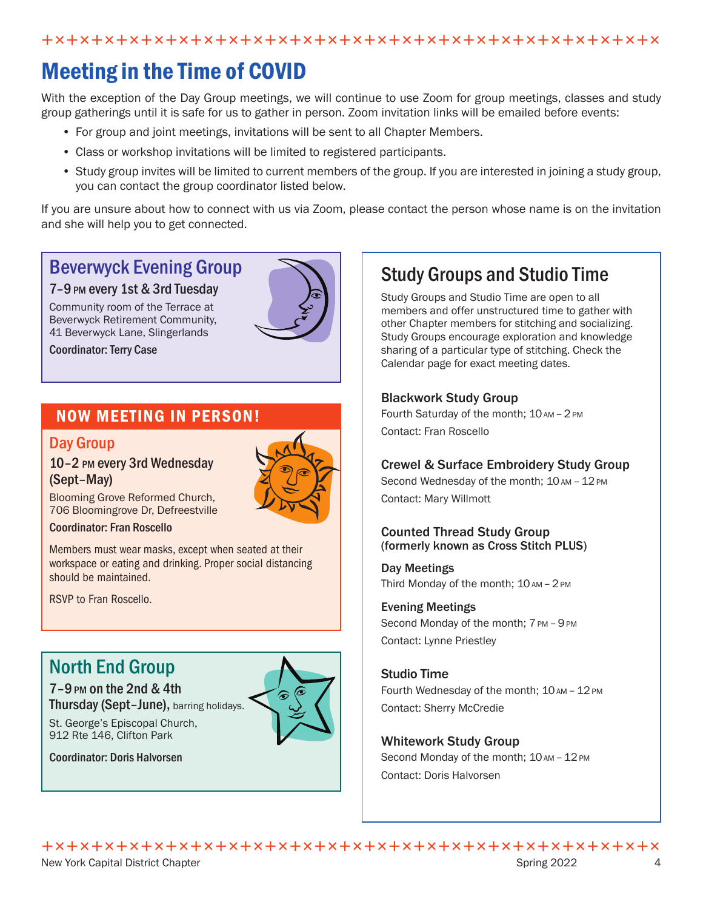# Meeting in the Time of COVID

With the exception of the Day Group meetings, we will continue to use Zoom for group meetings, classes and study group gatherings until it is safe for us to gather in person. Zoom invitation links will be emailed before events:

- For group and joint meetings, invitations will be sent to all Chapter Members.
- Class or workshop invitations will be limited to registered participants.
- Study group invites will be limited to current members of the group. If you are interested in joining a study group, you can contact the group coordinator listed below.

If you are unsure about how to connect with us via Zoom, please contact the person whose name is on the invitation and she will help you to get connected.

## Beverwyck Evening Group

**7–9 PM every 1st & 3rd Tuesday**

Community room of the Terrace at Beverwyck Retirement Community, 41 Beverwyck Lane, Slingerlands

**Coordinator: Terry Case**

## NOW MEETING IN PERSON!

## Day Group

**10–2 PM every 3rd Wednesday (Sept–May)**

Blooming Grove Reformed Church, 706 Bloomingrove Dr, Defreestville

**Coordinator: Fran Roscello**

Members must wear masks, except when seated at their workspace or eating and drinking. Proper social distancing should be maintained.

RSVP to Fran Roscello.

## North End Group

**7–9 PM on the 2nd & 4th Thursday (Sept–June),** barring holidays.

St. George's Episcopal Church, 912 Rte 146, Clifton Park

**Coordinator: Doris Halvorsen**

## Study Groups and Studio Time

Study Groups and Studio Time are open to all members and offer unstructured time to gather with other Chapter members for stitching and socializing. Study Groups encourage exploration and knowledge sharing of a particular type of stitching. Check the Calendar page for exact meeting dates.

### Blackwork Study Group

Fourth Saturday of the month; 10 AM – 2 PM

Contact: Fran Roscello

### Crewel & Surface Embroidery Study Group

Second Wednesday of the month; 10 AM – 12 PM

Contact: Mary Willmott

### Counted Thread Study Group (formerly known as Cross Stitch PLUS)

**Day Meetings**

Third Monday of the month; 10 AM – 2 PM

**Evening Meetings**

Second Monday of the month; 7 PM – 9 PM

Contact: Lynne Priestley

### Studio Time

Fourth Wednesday of the month; 10 AM – 12 PM

Contact: Sherry McCredie

### Whitework Study Group

Second Monday of the month; 10 AM – 12 PM

Contact: Doris Halvorsen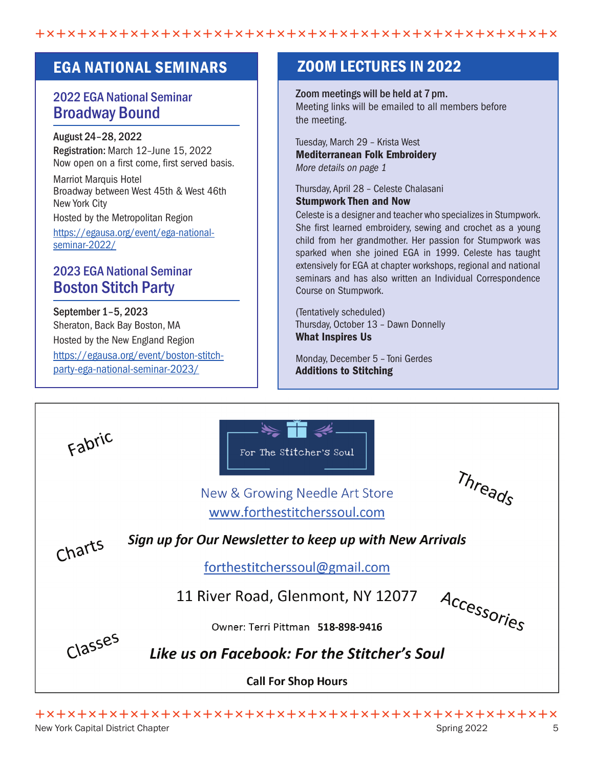## EGA NATIONAL SEMINARS

### 2022 EGA National Seminar
### Broadway Bound

**August 24–28, 2022**
**Registration:** March 12–June 15, 2022
Now open on a first come, first served basis.

Marriot Marquis Hotel
Broadway between West 45th & West 46th
New York City

Hosted by the Metropolitan Region

https://egausa.org/event/ega-national-seminar-2022/

### 2023 EGA National Seminar
### Boston Stitch Party

**September 1–5, 2023**
Sheraton, Back Bay Boston, MA

Hosted by the New England Region

https://egausa.org/event/boston-stitch-party-ega-national-seminar-2023/

## ZOOM LECTURES IN 2022

**Zoom meetings will be held at 7 pm.**
Meeting links will be emailed to all members before the meeting.

Tuesday, March 29 – Krista West
**Mediterranean Folk Embroidery**
*More details on page 1*

Thursday, April 28 – Celeste Chalasani
**Stumpwork Then and Now**
Celeste is a designer and teacher who specializes in Stumpwork. She first learned embroidery, sewing and crochet as a young child from her grandmother. Her passion for Stumpwork was sparked when she joined EGA in 1999. Celeste has taught extensively for EGA at chapter workshops, regional and national seminars and has also written an Individual Correspondence Course on Stumpwork.

(Tentatively scheduled)
Thursday, October 13 – Dawn Donnelly
**What Inspires Us**

Monday, December 5 – Toni Gerdes
**Additions to Stitching**

---

Fabric · Threads · Charts · Accessories · Classes

**For The Stitcher's Soul**

New & Growing Needle Art Store
www.forthestitcherssoul.com

***Sign up for Our Newsletter to keep up with New Arrivals***

forthestitcherssoul@gmail.com

11 River Road, Glenmont, NY 12077

Owner: Terri Pittman **518-898-9416**

***Like us on Facebook: For the Stitcher's Soul***

**Call For Shop Hours**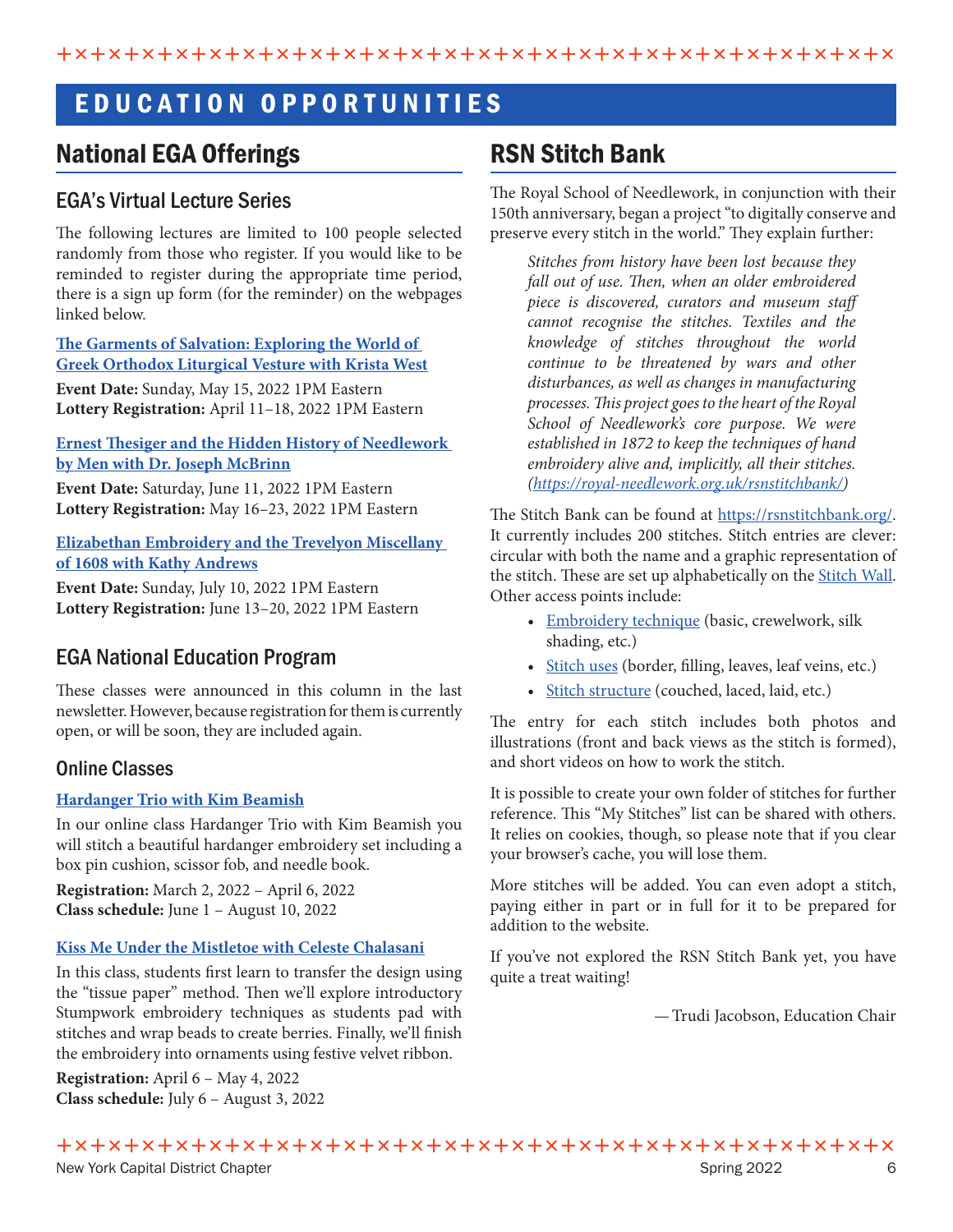# EDUCATION OPPORTUNITIES

## National EGA Offerings

### EGA's Virtual Lecture Series

The following lectures are limited to 100 people selected randomly from those who register. If you would like to be reminded to register during the appropriate time period, there is a sign up form (for the reminder) on the webpages linked below.

**The Garments of Salvation: Exploring the World of Greek Orthodox Liturgical Vesture with Krista West**

**Event Date:** Sunday, May 15, 2022 1PM Eastern
**Lottery Registration:** April 11–18, 2022 1PM Eastern

**Ernest Thesiger and the Hidden History of Needlework by Men with Dr. Joseph McBrinn**

**Event Date:** Saturday, June 11, 2022 1PM Eastern
**Lottery Registration:** May 16–23, 2022 1PM Eastern

**Elizabethan Embroidery and the Trevelyon Miscellany of 1608 with Kathy Andrews**

**Event Date:** Sunday, July 10, 2022 1PM Eastern
**Lottery Registration:** June 13–20, 2022 1PM Eastern

### EGA National Education Program

These classes were announced in this column in the last newsletter. However, because registration for them is currently open, or will be soon, they are included again.

#### Online Classes

**Hardanger Trio with Kim Beamish**

In our online class Hardanger Trio with Kim Beamish you will stitch a beautiful hardanger embroidery set including a box pin cushion, scissor fob, and needle book.

**Registration:** March 2, 2022 – April 6, 2022
**Class schedule:** June 1 – August 10, 2022

**Kiss Me Under the Mistletoe with Celeste Chalasani**

In this class, students first learn to transfer the design using the "tissue paper" method. Then we'll explore introductory Stumpwork embroidery techniques as students pad with stitches and wrap beads to create berries. Finally, we'll finish the embroidery into ornaments using festive velvet ribbon.

**Registration:** April 6 – May 4, 2022
**Class schedule:** July 6 – August 3, 2022

## RSN Stitch Bank

The Royal School of Needlework, in conjunction with their 150th anniversary, began a project "to digitally conserve and preserve every stitch in the world." They explain further:

> *Stitches from history have been lost because they fall out of use. Then, when an older embroidered piece is discovered, curators and museum staff cannot recognise the stitches. Textiles and the knowledge of stitches throughout the world continue to be threatened by wars and other disturbances, as well as changes in manufacturing processes. This project goes to the heart of the Royal School of Needlework's core purpose. We were established in 1872 to keep the techniques of hand embroidery alive and, implicitly, all their stitches. (https://royal-needlework.org.uk/rsnstitchbank/)*

The Stitch Bank can be found at https://rsnstitchbank.org/. It currently includes 200 stitches. Stitch entries are clever: circular with both the name and a graphic representation of the stitch. These are set up alphabetically on the Stitch Wall. Other access points include:

- Embroidery technique (basic, crewelwork, silk shading, etc.)
- Stitch uses (border, filling, leaves, leaf veins, etc.)
- Stitch structure (couched, laced, laid, etc.)

The entry for each stitch includes both photos and illustrations (front and back views as the stitch is formed), and short videos on how to work the stitch.

It is possible to create your own folder of stitches for further reference. This "My Stitches" list can be shared with others. It relies on cookies, though, so please note that if you clear your browser's cache, you will lose them.

More stitches will be added. You can even adopt a stitch, paying either in part or in full for it to be prepared for addition to the website.

If you've not explored the RSN Stitch Bank yet, you have quite a treat waiting!

— Trudi Jacobson, Education Chair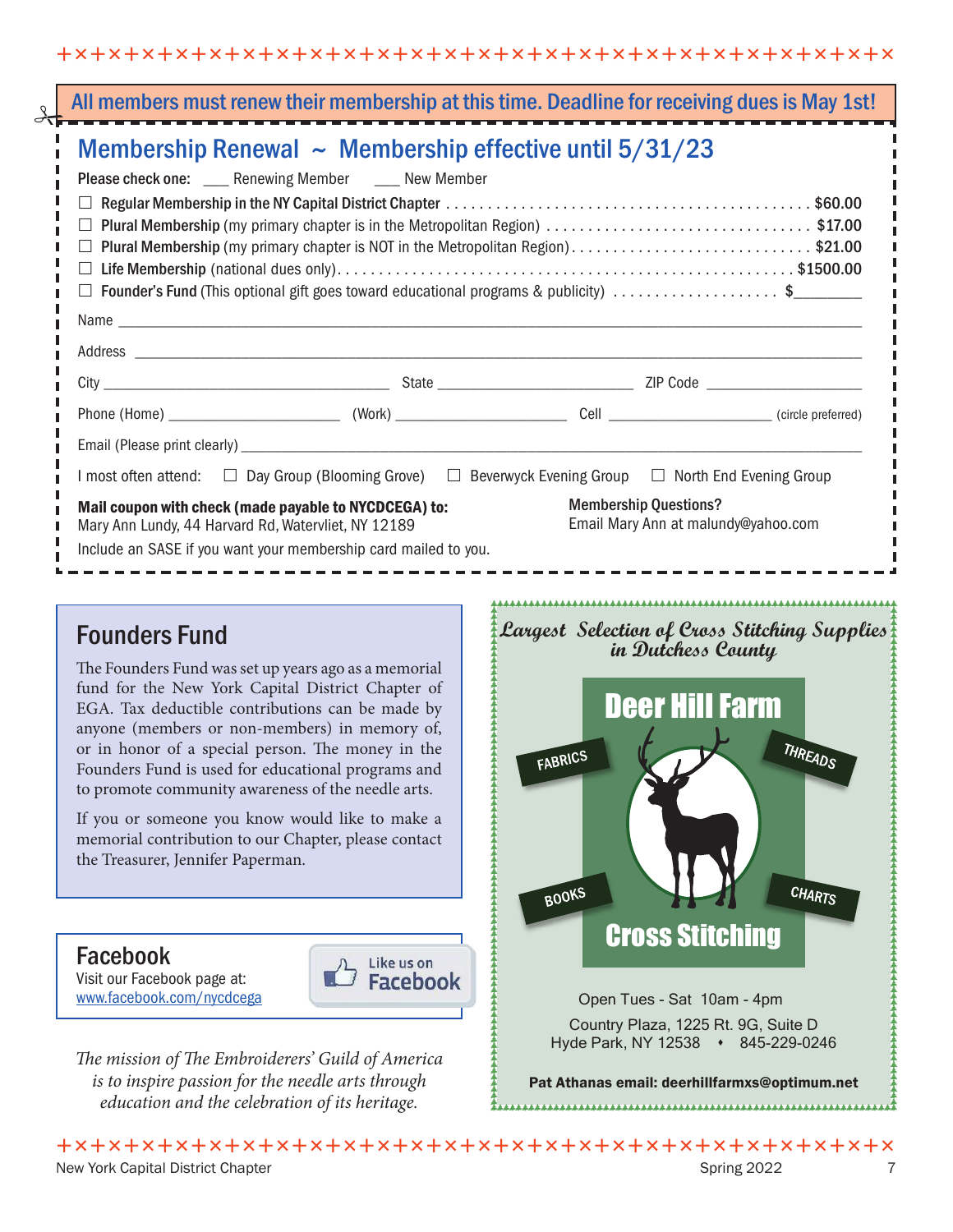**All members must renew their membership at this time. Deadline for receiving dues is May 1st!**

## Membership Renewal ~ Membership effective until 5/31/23

**Please check one:** ___ Renewing Member ___ New Member

- ☐ **Regular Membership in the NY Capital District Chapter** . . . . . . . . . . . . $60.00
- ☐ **Plural Membership** (my primary chapter is in the Metropolitan Region) . . . . . . . . $17.00
- ☐ **Plural Membership** (my primary chapter is NOT in the Metropolitan Region) . . . . . . . . $21.00
- ☐ **Life Membership** (national dues only) . . . . . . . . $1500.00
- ☐ **Founder's Fund** (This optional gift goes toward educational programs & publicity) . . . . . . . . $________

Name ____________________

Address ____________________

City ____________________ State ____________________ ZIP Code ____________________

Phone (Home) ____________________ (Work) ____________________ Cell ____________________ (circle preferred)

Email (Please print clearly) ____________________

I most often attend: ☐ Day Group (Blooming Grove) ☐ Beverwyck Evening Group ☐ North End Evening Group

**Mail coupon with check (made payable to NYCDCEGA) to:**
Mary Ann Lundy, 44 Harvard Rd, Watervliet, NY 12189

Include an SASE if you want your membership card mailed to you.

**Membership Questions?**
Email Mary Ann at malundy@yahoo.com

## Founders Fund

The Founders Fund was set up years ago as a memorial fund for the New York Capital District Chapter of EGA. Tax deductible contributions can be made by anyone (members or non-members) in memory of, or in honor of a special person. The money in the Founders Fund is used for educational programs and to promote community awareness of the needle arts.

If you or someone you know would like to make a memorial contribution to our Chapter, please contact the Treasurer, Jennifer Paperman.

## Facebook

Visit our Facebook page at:
www.facebook.com/nycdcega

Like us on Facebook

*The mission of The Embroiderers' Guild of America is to inspire passion for the needle arts through education and the celebration of its heritage.*

*Largest Selection of Cross Stitching Supplies in Dutchess County*

**Deer Hill Farm**

FABRICS · THREADS · BOOKS · CHARTS

**Cross Stitching**

Open Tues - Sat 10am - 4pm

Country Plaza, 1225 Rt. 9G, Suite D
Hyde Park, NY 12538 • 845-229-0246

**Pat Athanas email: deerhillfarmxs@optimum.net**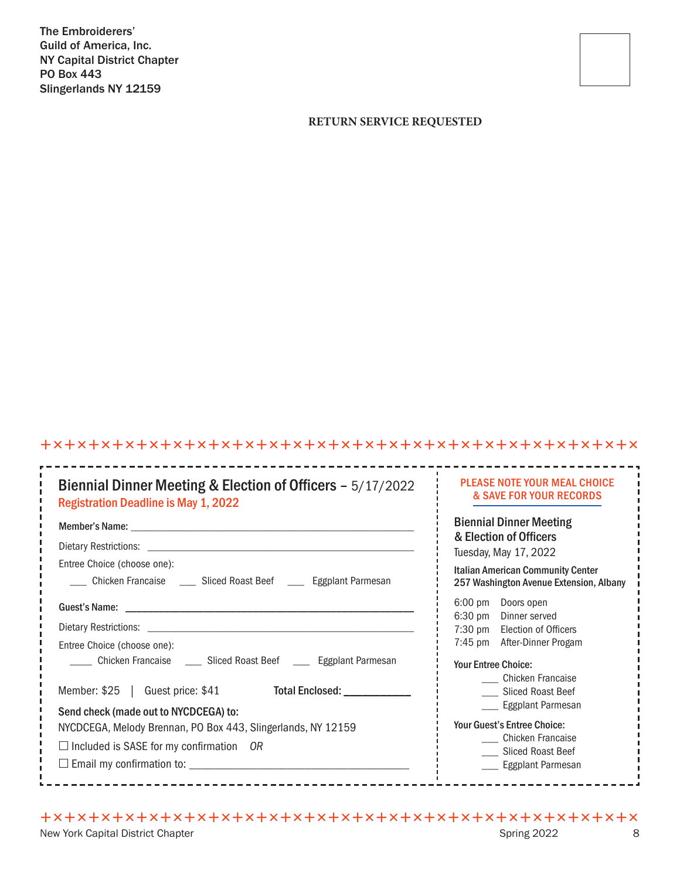The Embroiderers'
Guild of America, Inc.
NY Capital District Chapter
PO Box 443
Slingerlands NY 12159

**RETURN SERVICE REQUESTED**

+×+×+×+×+×+×+×+×+×+×+×+×+×+×+×+×+×+×+×+×+×+×+×+×+×+×+×+×+×+×+×

## Biennial Dinner Meeting & Election of Officers – 5/17/2022

**Registration Deadline is May 1, 2022**

**Member's Name:** ____________________________________________

Dietary Restrictions: ____________________________________________

Entree Choice (choose one):

___ Chicken Francaise ___ Sliced Roast Beef ___ Eggplant Parmesan

**Guest's Name:** ____________________________________________

Dietary Restrictions: ____________________________________________

Entree Choice (choose one):

____ Chicken Francaise ___ Sliced Roast Beef ___ Eggplant Parmesan

Member: $25 | Guest price: $41 **Total Enclosed:** ___________

**Send check (made out to NYCDCEGA) to:**

NYCDCEGA, Melody Brennan, PO Box 443, Slingerlands, NY 12159

☐ Included is SASE for my confirmation *OR*

☐ Email my confirmation to: ___________________________________

**PLEASE NOTE YOUR MEAL CHOICE & SAVE FOR YOUR RECORDS**

### Biennial Dinner Meeting & Election of Officers

Tuesday, May 17, 2022

**Italian American Community Center**
**257 Washington Avenue Extension, Albany**

| | |
|---|---|
| 6:00 pm | Doors open |
| 6:30 pm | Dinner served |
| 7:30 pm | Election of Officers |
| 7:45 pm | After-Dinner Progam |

**Your Entree Choice:**

___ Chicken Francaise
___ Sliced Roast Beef
___ Eggplant Parmesan

**Your Guest's Entree Choice:**

___ Chicken Francaise
___ Sliced Roast Beef
___ Eggplant Parmesan

+×+×+×+×+×+×+×+×+×+×+×+×+×+×+×+×+×+×+×+×+×+×+×+×+×+×+×+×+×+×+×